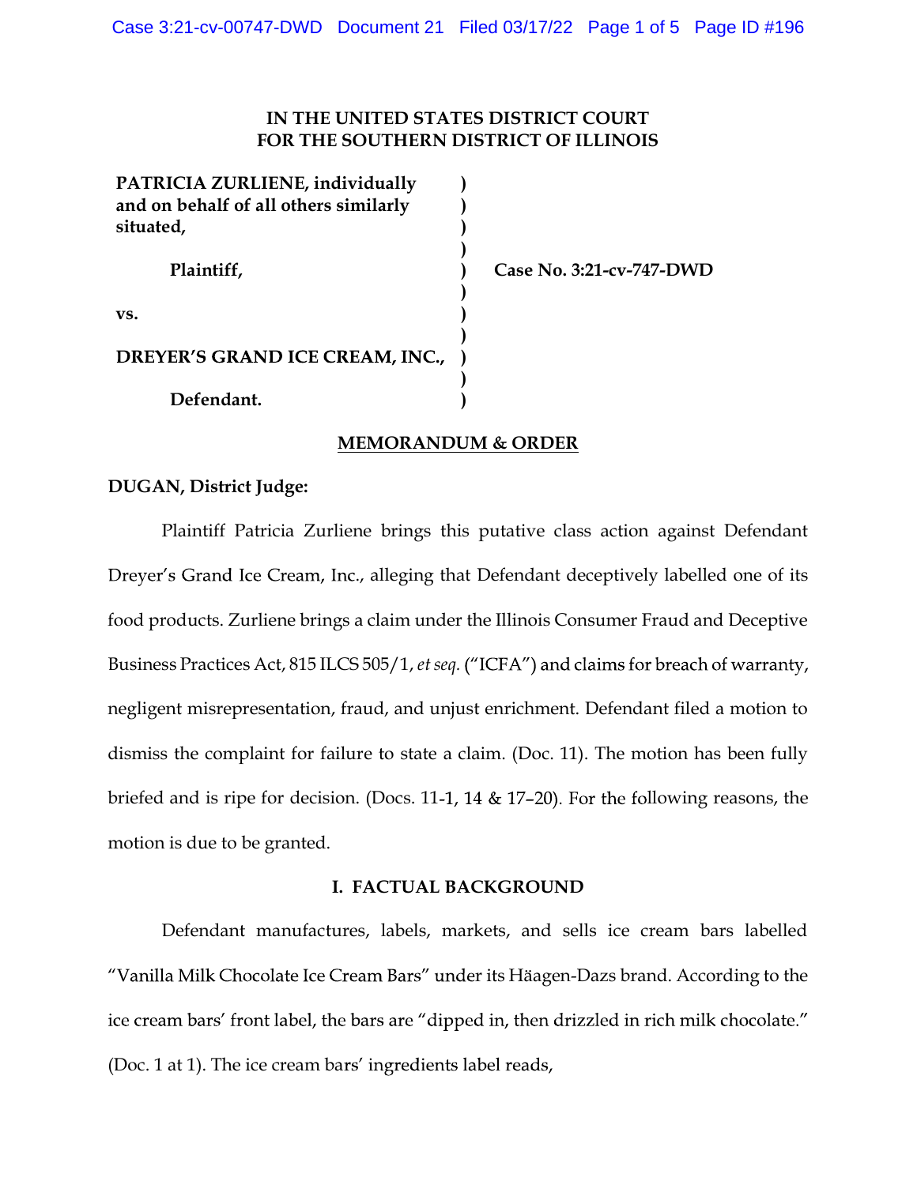**IN THE UNITED STATES DISTRICT COURT**
**FOR THE SOUTHERN DISTRICT OF ILLINOIS**

| | | |
|---|---|---|
| **PATRICIA ZURLIENE, individually and on behalf of all others similarly situated,** | ) | |
| **Plaintiff,** | ) | **Case No. 3:21-cv-747-DWD** |
| **vs.** | ) | |
| **DREYER'S GRAND ICE CREAM, INC.,** | ) | |
| **Defendant.** | ) | |

## MEMORANDUM & ORDER

**DUGAN, District Judge:**

Plaintiff Patricia Zurliene brings this putative class action against Defendant Dreyer's Grand Ice Cream, Inc., alleging that Defendant deceptively labelled one of its food products. Zurliene brings a claim under the Illinois Consumer Fraud and Deceptive Business Practices Act, 815 ILCS 505/1, *et seq.* ("ICFA") and claims for breach of warranty, negligent misrepresentation, fraud, and unjust enrichment. Defendant filed a motion to dismiss the complaint for failure to state a claim. (Doc. 11). The motion has been fully briefed and is ripe for decision. (Docs. 11-1, 14 & 17–20). For the following reasons, the motion is due to be granted.

### I. FACTUAL BACKGROUND

Defendant manufactures, labels, markets, and sells ice cream bars labelled "Vanilla Milk Chocolate Ice Cream Bars" under its Häagen-Dazs brand. According to the ice cream bars' front label, the bars are "dipped in, then drizzled in rich milk chocolate." (Doc. 1 at 1). The ice cream bars' ingredients label reads,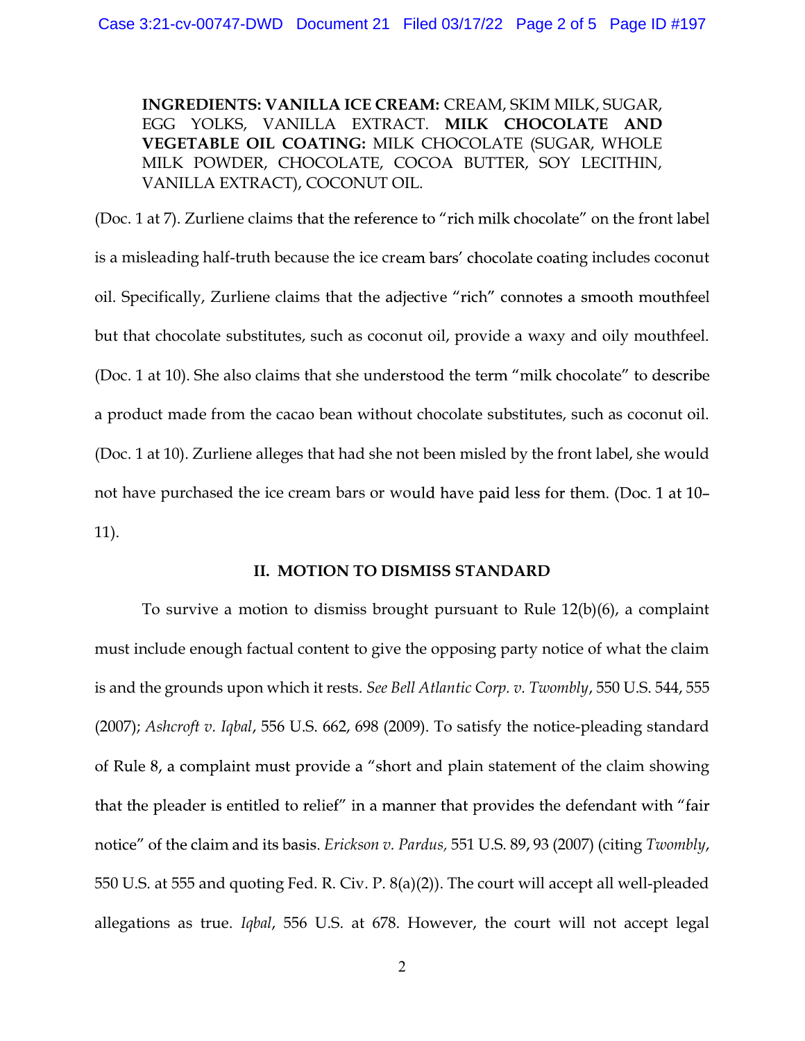> **INGREDIENTS: VANILLA ICE CREAM:** CREAM, SKIM MILK, SUGAR, EGG YOLKS, VANILLA EXTRACT. **MILK CHOCOLATE AND VEGETABLE OIL COATING:** MILK CHOCOLATE (SUGAR, WHOLE MILK POWDER, CHOCOLATE, COCOA BUTTER, SOY LECITHIN, VANILLA EXTRACT), COCONUT OIL.

(Doc. 1 at 7). Zurliene claims that the reference to "rich milk chocolate" on the front label is a misleading half-truth because the ice cream bars' chocolate coating includes coconut oil. Specifically, Zurliene claims that the adjective "rich" connotes a smooth mouthfeel but that chocolate substitutes, such as coconut oil, provide a waxy and oily mouthfeel. (Doc. 1 at 10). She also claims that she understood the term "milk chocolate" to describe a product made from the cacao bean without chocolate substitutes, such as coconut oil. (Doc. 1 at 10). Zurliene alleges that had she not been misled by the front label, she would not have purchased the ice cream bars or would have paid less for them. (Doc. 1 at 10–11).

## II. MOTION TO DISMISS STANDARD

To survive a motion to dismiss brought pursuant to Rule 12(b)(6), a complaint must include enough factual content to give the opposing party notice of what the claim is and the grounds upon which it rests. *See Bell Atlantic Corp. v. Twombly*, 550 U.S. 544, 555 (2007); *Ashcroft v. Iqbal*, 556 U.S. 662, 698 (2009). To satisfy the notice-pleading standard of Rule 8, a complaint must provide a "short and plain statement of the claim showing that the pleader is entitled to relief" in a manner that provides the defendant with "fair notice" of the claim and its basis. *Erickson v. Pardus,* 551 U.S. 89, 93 (2007) (citing *Twombly,* 550 U.S. at 555 and quoting Fed. R. Civ. P. 8(a)(2)). The court will accept all well-pleaded allegations as true. *Iqbal*, 556 U.S. at 678. However, the court will not accept legal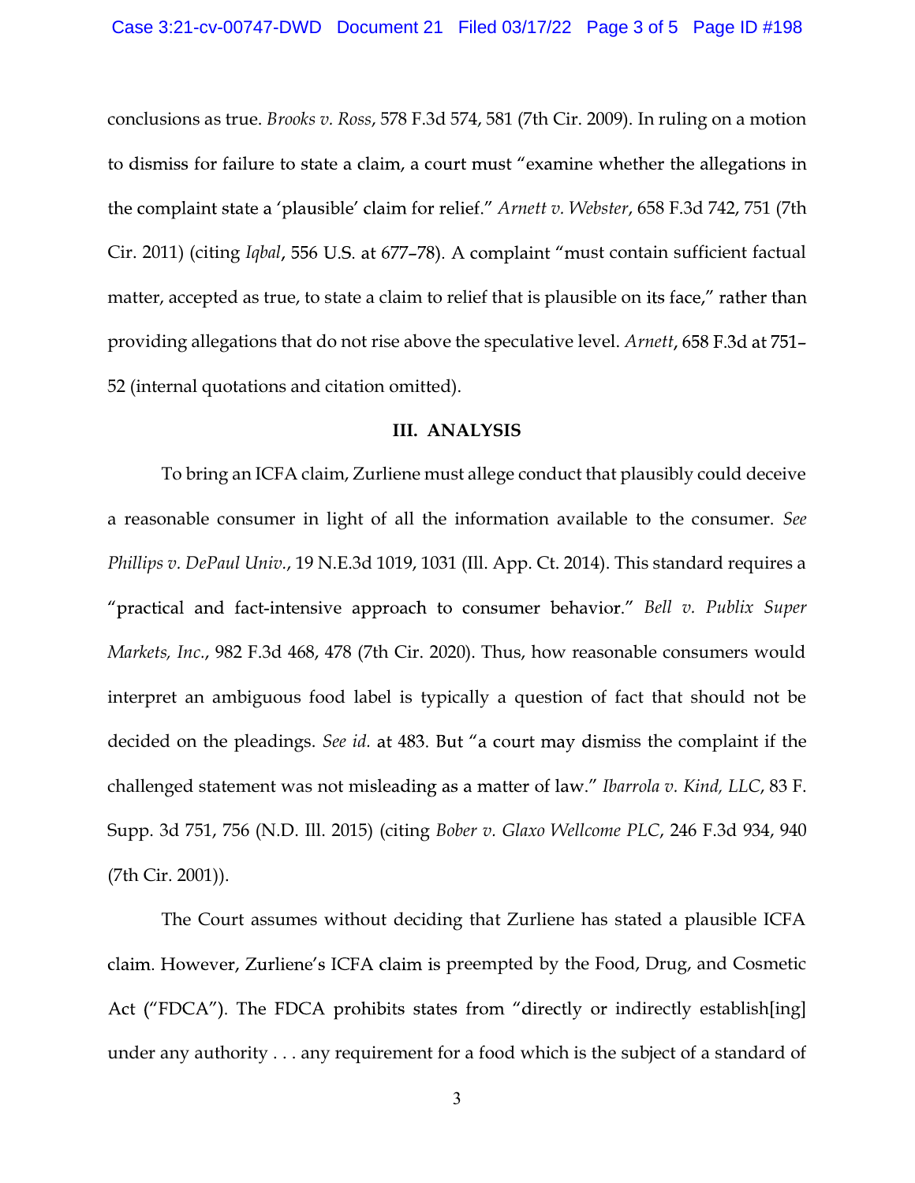conclusions as true. *Brooks v. Ross*, 578 F.3d 574, 581 (7th Cir. 2009). In ruling on a motion to dismiss for failure to state a claim, a court must "examine whether the allegations in the complaint state a 'plausible' claim for relief." *Arnett v. Webster*, 658 F.3d 742, 751 (7th Cir. 2011) (citing *Iqbal*, 556 U.S. at 677–78). A complaint "must contain sufficient factual matter, accepted as true, to state a claim to relief that is plausible on its face," rather than providing allegations that do not rise above the speculative level. *Arnett*, 658 F.3d at 751–52 (internal quotations and citation omitted).

## III. ANALYSIS

To bring an ICFA claim, Zurliene must allege conduct that plausibly could deceive a reasonable consumer in light of all the information available to the consumer. *See Phillips v. DePaul Univ.*, 19 N.E.3d 1019, 1031 (Ill. App. Ct. 2014). This standard requires a "practical and fact-intensive approach to consumer behavior." *Bell v. Publix Super Markets, Inc.*, 982 F.3d 468, 478 (7th Cir. 2020). Thus, how reasonable consumers would interpret an ambiguous food label is typically a question of fact that should not be decided on the pleadings. *See id.* at 483. But "a court may dismiss the complaint if the challenged statement was not misleading as a matter of law." *Ibarrola v. Kind, LLC*, 83 F. Supp. 3d 751, 756 (N.D. Ill. 2015) (citing *Bober v. Glaxo Wellcome PLC*, 246 F.3d 934, 940 (7th Cir. 2001)).

The Court assumes without deciding that Zurliene has stated a plausible ICFA claim. However, Zurliene's ICFA claim is preempted by the Food, Drug, and Cosmetic Act ("FDCA"). The FDCA prohibits states from "directly or indirectly establish[ing] under any authority . . . any requirement for a food which is the subject of a standard of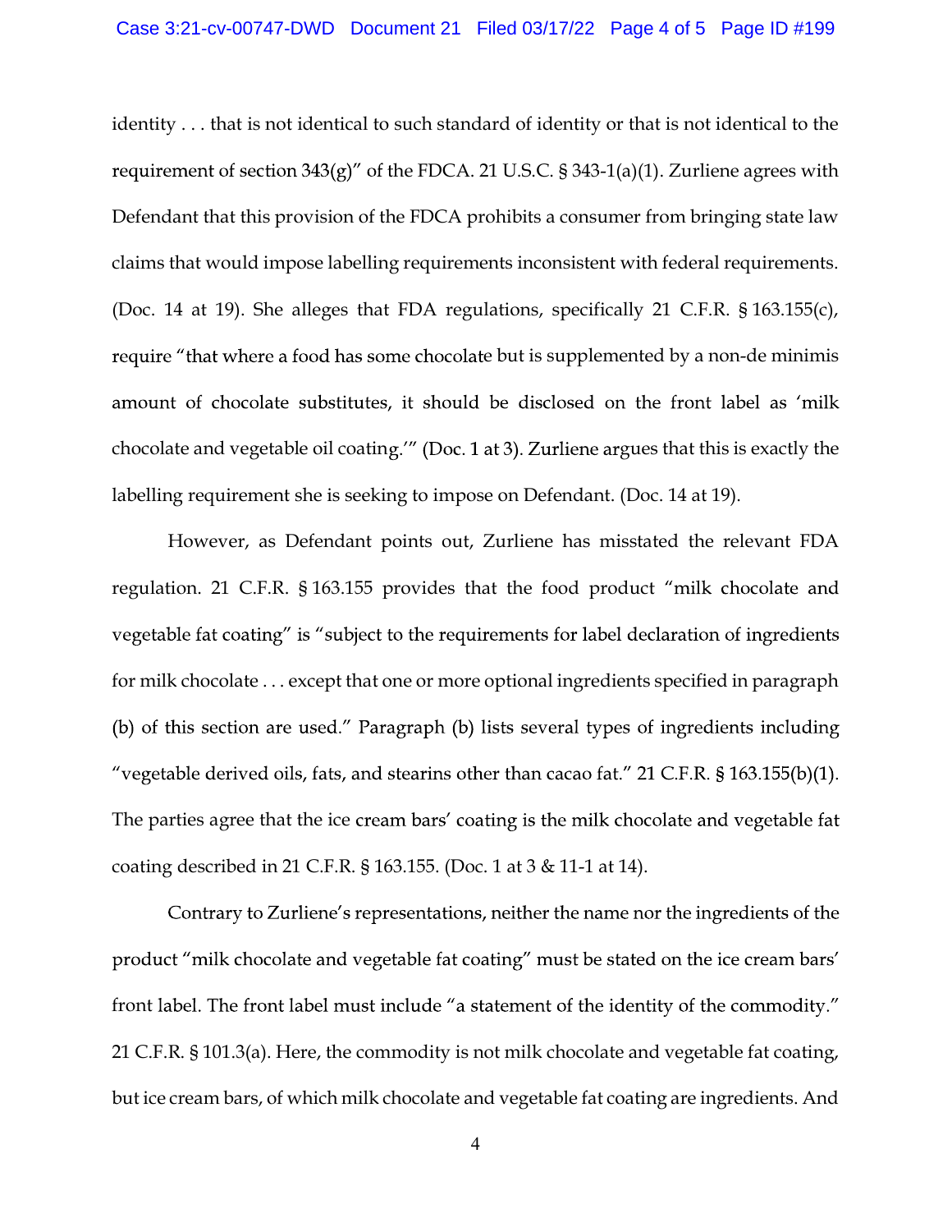identity . . . that is not identical to such standard of identity or that is not identical to the requirement of section 343(g)" of the FDCA. 21 U.S.C. § 343-1(a)(1). Zurliene agrees with Defendant that this provision of the FDCA prohibits a consumer from bringing state law claims that would impose labelling requirements inconsistent with federal requirements. (Doc. 14 at 19). She alleges that FDA regulations, specifically 21 C.F.R. § 163.155(c), require "that where a food has some chocolate but is supplemented by a non-de minimis amount of chocolate substitutes, it should be disclosed on the front label as 'milk chocolate and vegetable oil coating.'" (Doc. 1 at 3). Zurliene argues that this is exactly the labelling requirement she is seeking to impose on Defendant. (Doc. 14 at 19).

However, as Defendant points out, Zurliene has misstated the relevant FDA regulation. 21 C.F.R. § 163.155 provides that the food product "milk chocolate and vegetable fat coating" is "subject to the requirements for label declaration of ingredients for milk chocolate . . . except that one or more optional ingredients specified in paragraph (b) of this section are used." Paragraph (b) lists several types of ingredients including "vegetable derived oils, fats, and stearins other than cacao fat." 21 C.F.R. § 163.155(b)(1). The parties agree that the ice cream bars' coating is the milk chocolate and vegetable fat coating described in 21 C.F.R. § 163.155. (Doc. 1 at 3 & 11-1 at 14).

Contrary to Zurliene's representations, neither the name nor the ingredients of the product "milk chocolate and vegetable fat coating" must be stated on the ice cream bars' front label. The front label must include "a statement of the identity of the commodity." 21 C.F.R. § 101.3(a). Here, the commodity is not milk chocolate and vegetable fat coating, but ice cream bars, of which milk chocolate and vegetable fat coating are ingredients. And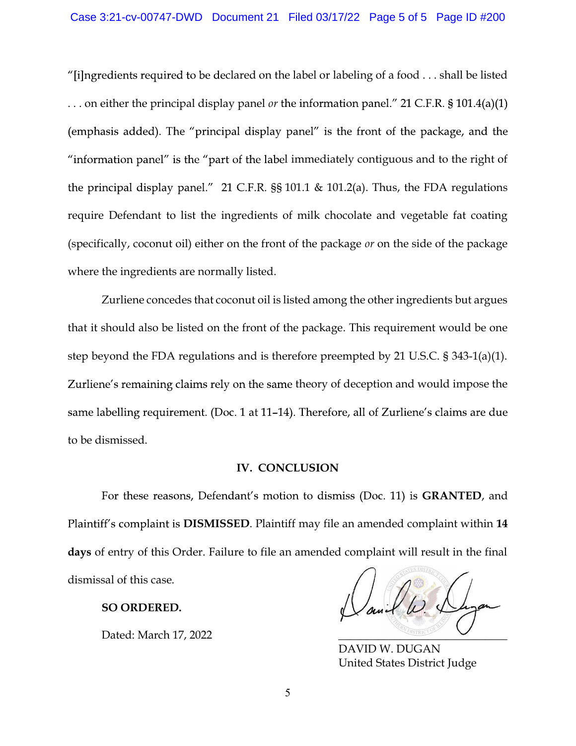"[i]ngredients required to be declared on the label or labeling of a food . . . shall be listed . . . on either the principal display panel *or* the information panel." 21 C.F.R. § 101.4(a)(1) (emphasis added). The "principal display panel" is the front of the package, and the "information panel" is the "part of the label immediately contiguous and to the right of the principal display panel." 21 C.F.R. §§ 101.1 & 101.2(a). Thus, the FDA regulations require Defendant to list the ingredients of milk chocolate and vegetable fat coating (specifically, coconut oil) either on the front of the package *or* on the side of the package where the ingredients are normally listed.

Zurliene concedes that coconut oil is listed among the other ingredients but argues that it should also be listed on the front of the package. This requirement would be one step beyond the FDA regulations and is therefore preempted by 21 U.S.C. § 343-1(a)(1). Zurliene's remaining claims rely on the same theory of deception and would impose the same labelling requirement. (Doc. 1 at 11–14). Therefore, all of Zurliene's claims are due to be dismissed.

## IV. CONCLUSION

For these reasons, Defendant's motion to dismiss (Doc. 11) is **GRANTED**, and Plaintiff's complaint is **DISMISSED**. Plaintiff may file an amended complaint within **14 days** of entry of this Order. Failure to file an amended complaint will result in the final dismissal of this case.

**SO ORDERED.**

Dated: March 17, 2022

DAVID W. DUGAN
United States District Judge